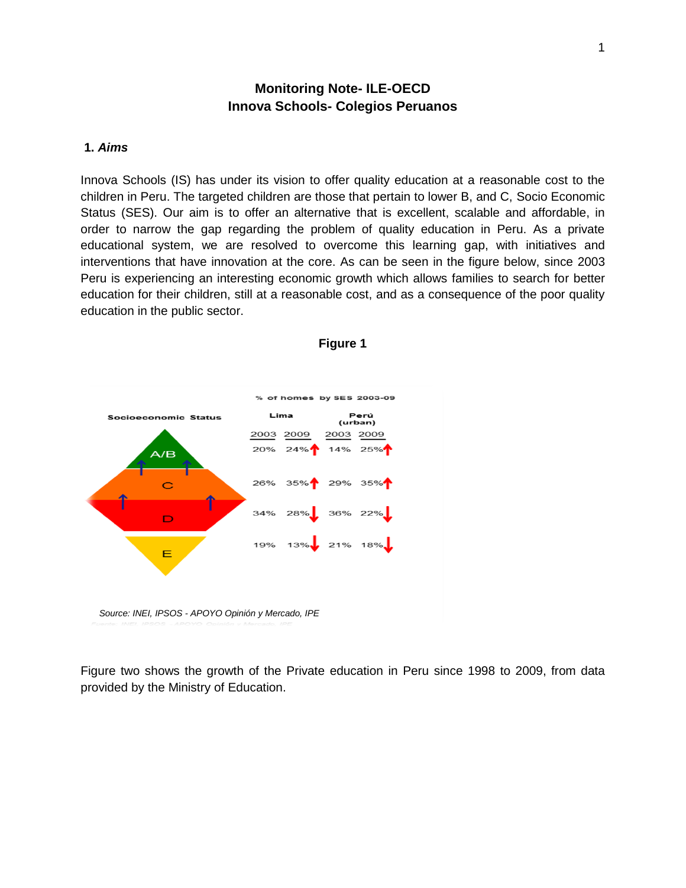# Monitoring Note- ILE-OECD
# Innova Schools- Colegios Peruanos

## 1. *Aims*

Innova Schools (IS) has under its vision to offer quality education at a reasonable cost to the children in Peru. The targeted children are those that pertain to lower B, and C, Socio Economic Status (SES). Our aim is to offer an alternative that is excellent, scalable and affordable, in order to narrow the gap regarding the problem of quality education in Peru. As a private educational system, we are resolved to overcome this learning gap, with initiatives and interventions that have innovation at the core. As can be seen in the figure below, since 2003 Peru is experiencing an interesting economic growth which allows families to search for better education for their children, still at a reasonable cost, and as a consequence of the poor quality education in the public sector.

**Figure 1**

% of homes by SES 2003-09

| Socioeconomic Status | Lima 2003 | Lima 2009 | Perú (urban) 2003 | Perú (urban) 2009 |
|---|---|---|---|---|
| A/B | 20% | 24% ↑ | 14% | 25% ↑ |
| C | 26% | 35% ↑ | 29% | 35% ↑ |
| D | 34% | 28% ↓ | 36% | 22% ↓ |
| E | 19% | 13% ↓ | 21% | 18% ↓ |

*Source: INEI, IPSOS - APOYO Opinión y Mercado, IPE*

Figure two shows the growth of the Private education in Peru since 1998 to 2009, from data provided by the Ministry of Education.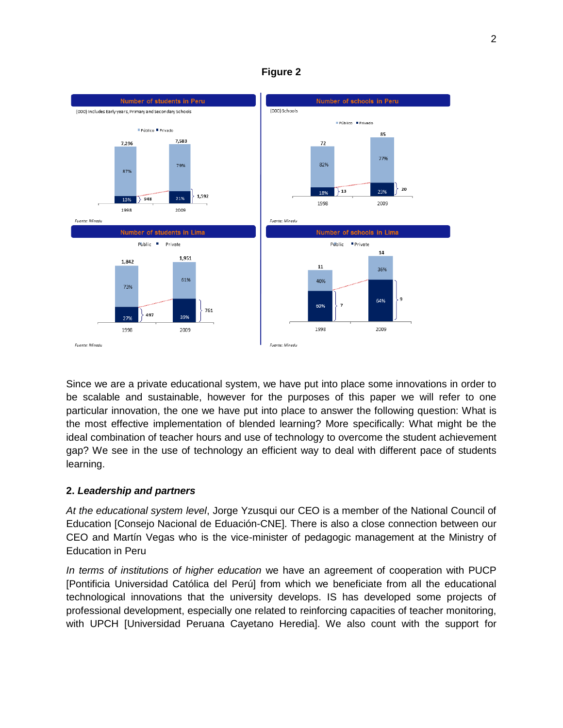**Figure 2**

**Number of students in Peru**

(000) Includes Early years, Primary and Secondary Schools

Público ■ Privado

| | 1998 | 2009 |
|---|---|---|
| Total | 7,296 | 7,583 |
| Público | 87% | 79% |
| Privado | 13% (948) | 21% (1,592) |

*Fuente: Minedu*

**Number of schools in Peru**

(000) Schools

Público ■ Privado

| | 1998 | 2009 |
|---|---|---|
| Total | 72 | 85 |
| Público | 82% | 77% |
| Privado | 18% (13) | 23% (20) |

*Fuente: Minedu*

**Number of students in Lima**

Public ■ Private

| | 1998 | 2009 |
|---|---|---|
| Total | 1,842 | 1,951 |
| Public | 73% | 61% |
| Private | 27% (497) | 39% (761) |

*Fuente: Minedu*

**Number of schools in Lima**

Public ■ Private

| | 1998 | 2009 |
|---|---|---|
| Total | 11 | 14 |
| Public | 40% | 36% |
| Private | 60% (7) | 64% (9) |

*Fuente: Minedu*

Since we are a private educational system, we have put into place some innovations in order to be scalable and sustainable, however for the purposes of this paper we will refer to one particular innovation, the one we have put into place to answer the following question: What is the most effective implementation of blended learning? More specifically: What might be the ideal combination of teacher hours and use of technology to overcome the student achievement gap? We see in the use of technology an efficient way to deal with different pace of students learning.

## 2. *Leadership and partners*

*At the educational system level*, Jorge Yzusqui our CEO is a member of the National Council of Education [Consejo Nacional de Eduación-CNE]. There is also a close connection between our CEO and Martín Vegas who is the vice-minister of pedagogic management at the Ministry of Education in Peru

*In terms of institutions of higher education* we have an agreement of cooperation with PUCP [Pontificia Universidad Católica del Perú] from which we beneficiate from all the educational technological innovations that the university develops. IS has developed some projects of professional development, especially one related to reinforcing capacities of teacher monitoring, with UPCH [Universidad Peruana Cayetano Heredia]. We also count with the support for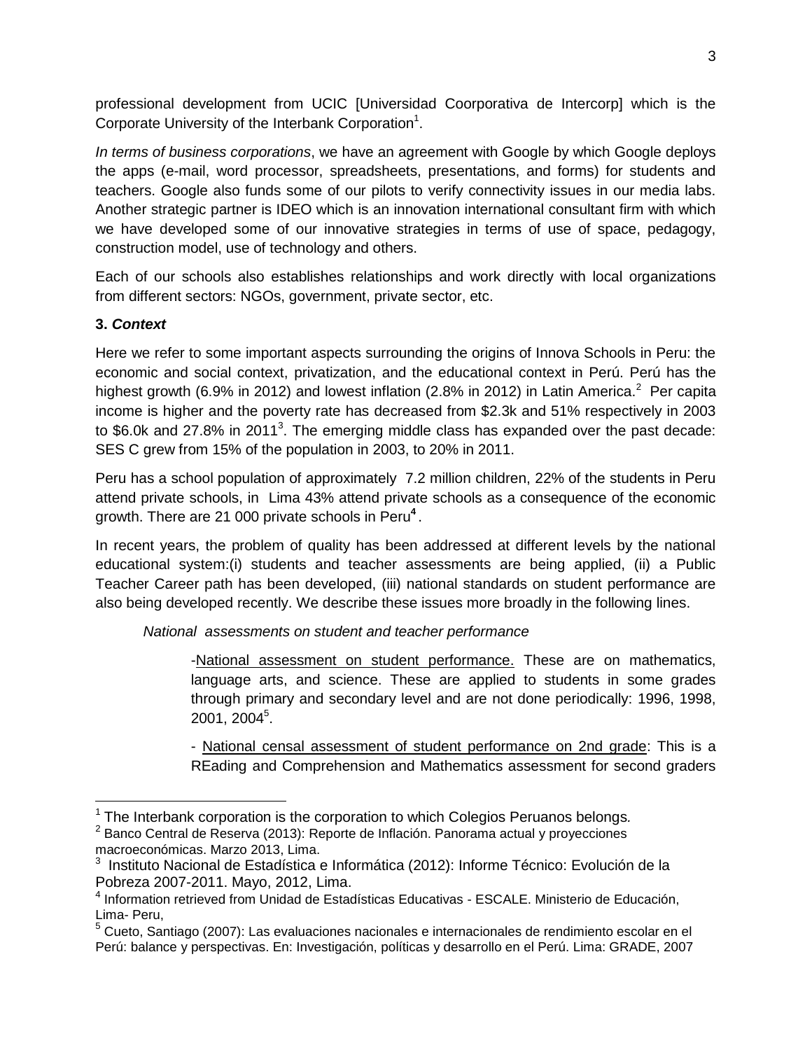professional development from UCIC [Universidad Coorporativa de Intercorp] which is the Corporate University of the Interbank Corporation[1].

*In terms of business corporations*, we have an agreement with Google by which Google deploys the apps (e-mail, word processor, spreadsheets, presentations, and forms) for students and teachers. Google also funds some of our pilots to verify connectivity issues in our media labs. Another strategic partner is IDEO which is an innovation international consultant firm with which we have developed some of our innovative strategies in terms of use of space, pedagogy, construction model, use of technology and others.

Each of our schools also establishes relationships and work directly with local organizations from different sectors: NGOs, government, private sector, etc.

### 3. *Context*

Here we refer to some important aspects surrounding the origins of Innova Schools in Peru: the economic and social context, privatization, and the educational context in Perú. Perú has the highest growth (6.9% in 2012) and lowest inflation (2.8% in 2012) in Latin America.[2] Per capita income is higher and the poverty rate has decreased from $2.3k and 51% respectively in 2003 to $6.0k and 27.8% in 2011[3]. The emerging middle class has expanded over the past decade: SES C grew from 15% of the population in 2003, to 20% in 2011.

Peru has a school population of approximately 7.2 million children, 22% of the students in Peru attend private schools, in Lima 43% attend private schools as a consequence of the economic growth. There are 21 000 private schools in Peru[4].

In recent years, the problem of quality has been addressed at different levels by the national educational system:(i) students and teacher assessments are being applied, (ii) a Public Teacher Career path has been developed, (iii) national standards on student performance are also being developed recently. We describe these issues more broadly in the following lines.

*National assessments on student and teacher performance*

-National assessment on student performance. These are on mathematics, language arts, and science. These are applied to students in some grades through primary and secondary level and are not done periodically: 1996, 1998, 2001, 2004[5].

- National censal assessment of student performance on 2nd grade: This is a REading and Comprehension and Mathematics assessment for second graders

---

[1] The Interbank corporation is the corporation to which Colegios Peruanos belongs.

[2] Banco Central de Reserva (2013): Reporte de Inflación. Panorama actual y proyecciones macroeconómicas. Marzo 2013, Lima.

[3] Instituto Nacional de Estadística e Informática (2012): Informe Técnico: Evolución de la Pobreza 2007-2011. Mayo, 2012, Lima.

[4] Information retrieved from Unidad de Estadísticas Educativas - ESCALE. Ministerio de Educación, Lima- Peru,

[5] Cueto, Santiago (2007): Las evaluaciones nacionales e internacionales de rendimiento escolar en el Perú: balance y perspectivas. En: Investigación, políticas y desarrollo en el Perú. Lima: GRADE, 2007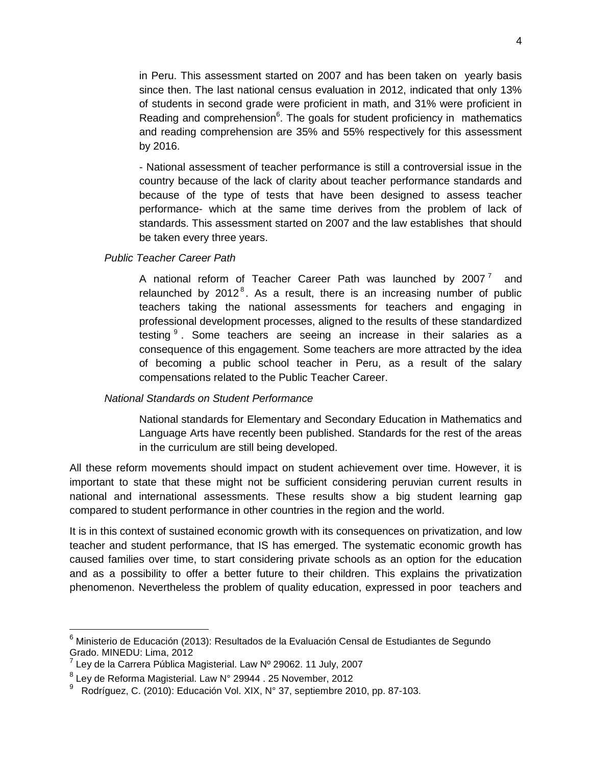in Peru. This assessment started on 2007 and has been taken on yearly basis since then. The last national census evaluation in 2012, indicated that only 13% of students in second grade were proficient in math, and 31% were proficient in Reading and comprehension[6]. The goals for student proficiency in mathematics and reading comprehension are 35% and 55% respectively for this assessment by 2016.

- National assessment of teacher performance is still a controversial issue in the country because of the lack of clarity about teacher performance standards and because of the type of tests that have been designed to assess teacher performance- which at the same time derives from the problem of lack of standards. This assessment started on 2007 and the law establishes that should be taken every three years.

*Public Teacher Career Path*

A national reform of Teacher Career Path was launched by 2007[7] and relaunched by 2012[8]. As a result, there is an increasing number of public teachers taking the national assessments for teachers and engaging in professional development processes, aligned to the results of these standardized testing[9]. Some teachers are seeing an increase in their salaries as a consequence of this engagement. Some teachers are more attracted by the idea of becoming a public school teacher in Peru, as a result of the salary compensations related to the Public Teacher Career.

*National Standards on Student Performance*

National standards for Elementary and Secondary Education in Mathematics and Language Arts have recently been published. Standards for the rest of the areas in the curriculum are still being developed.

All these reform movements should impact on student achievement over time. However, it is important to state that these might not be sufficient considering peruvian current results in national and international assessments. These results show a big student learning gap compared to student performance in other countries in the region and the world.

It is in this context of sustained economic growth with its consequences on privatization, and low teacher and student performance, that IS has emerged. The systematic economic growth has caused families over time, to start considering private schools as an option for the education and as a possibility to offer a better future to their children. This explains the privatization phenomenon. Nevertheless the problem of quality education, expressed in poor teachers and

---

[6] Ministerio de Educación (2013): Resultados de la Evaluación Censal de Estudiantes de Segundo Grado. MINEDU: Lima, 2012

[7] Ley de la Carrera Pública Magisterial. Law Nº 29062. 11 July, 2007

[8] Ley de Reforma Magisterial. Law N° 29944 . 25 November, 2012

[9] Rodríguez, C. (2010): Educación Vol. XIX, N° 37, septiembre 2010, pp. 87-103.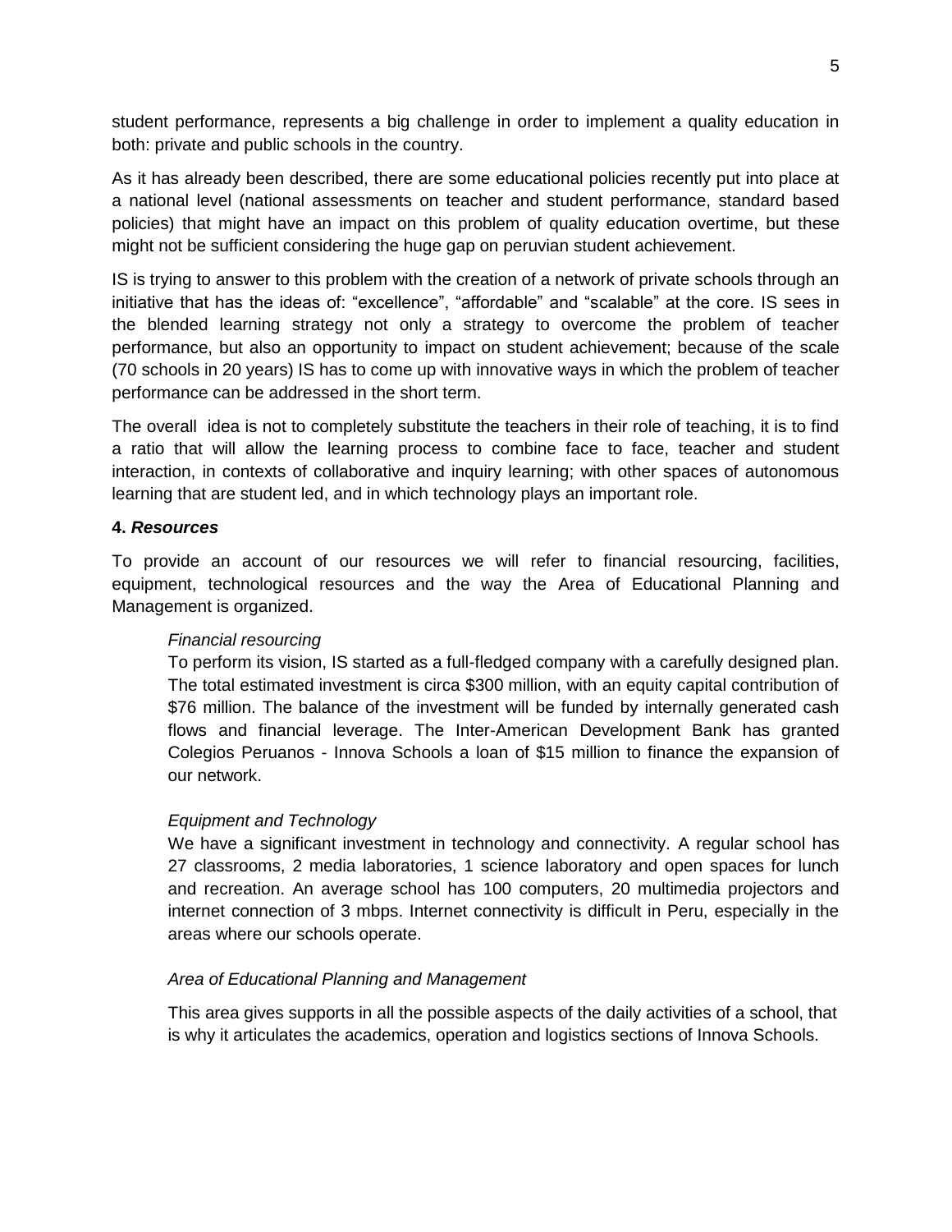student performance, represents a big challenge in order to implement a quality education in both: private and public schools in the country.

As it has already been described, there are some educational policies recently put into place at a national level (national assessments on teacher and student performance, standard based policies) that might have an impact on this problem of quality education overtime, but these might not be sufficient considering the huge gap on peruvian student achievement.

IS is trying to answer to this problem with the creation of a network of private schools through an initiative that has the ideas of: "excellence", "affordable" and "scalable" at the core. IS sees in the blended learning strategy not only a strategy to overcome the problem of teacher performance, but also an opportunity to impact on student achievement; because of the scale (70 schools in 20 years) IS has to come up with innovative ways in which the problem of teacher performance can be addressed in the short term.

The overall idea is not to completely substitute the teachers in their role of teaching, it is to find a ratio that will allow the learning process to combine face to face, teacher and student interaction, in contexts of collaborative and inquiry learning; with other spaces of autonomous learning that are student led, and in which technology plays an important role.

**4. *Resources***

To provide an account of our resources we will refer to financial resourcing, facilities, equipment, technological resources and the way the Area of Educational Planning and Management is organized.

*Financial resourcing*

To perform its vision, IS started as a full-fledged company with a carefully designed plan. The total estimated investment is circa $300 million, with an equity capital contribution of $76 million. The balance of the investment will be funded by internally generated cash flows and financial leverage. The Inter-American Development Bank has granted Colegios Peruanos - Innova Schools a loan of $15 million to finance the expansion of our network.

*Equipment and Technology*

We have a significant investment in technology and connectivity. A regular school has 27 classrooms, 2 media laboratories, 1 science laboratory and open spaces for lunch and recreation. An average school has 100 computers, 20 multimedia projectors and internet connection of 3 mbps. Internet connectivity is difficult in Peru, especially in the areas where our schools operate.

*Area of Educational Planning and Management*

This area gives supports in all the possible aspects of the daily activities of a school, that is why it articulates the academics, operation and logistics sections of Innova Schools.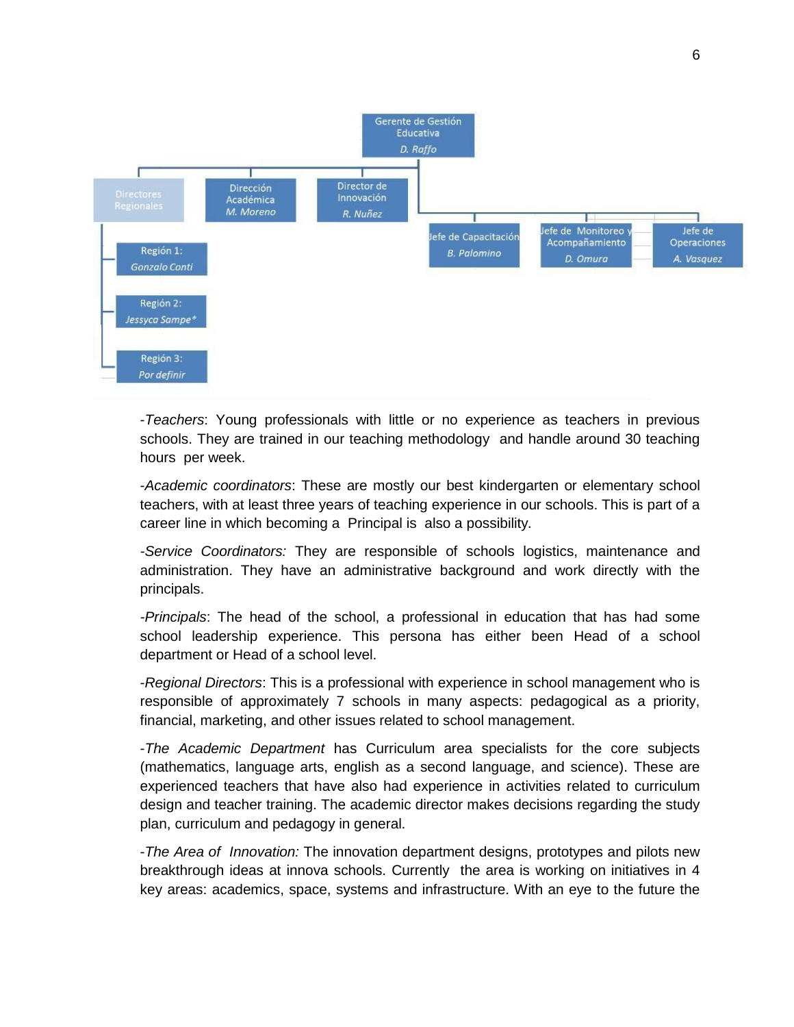- **Gerente de Gestión Educativa** – *D. Raffo*
  - Directores Regionales
    - Región 1: *Gonzalo Conti*
    - Región 2: *Jessyca Sampe**
    - Región 3: *Por definir*
  - Dirección Académica – *M. Moreno*
  - Director de Innovación – *R. Nuñez*
  - Jefe de Capacitación – *B. Palomino*
  - Jefe de Monitoreo y Acompañamiento – *D. Omura*
  - Jefe de Operaciones – *A. Vasquez*

-*Teachers*: Young professionals with little or no experience as teachers in previous schools. They are trained in our teaching methodology and handle around 30 teaching hours per week.

-*Academic coordinators*: These are mostly our best kindergarten or elementary school teachers, with at least three years of teaching experience in our schools. This is part of a career line in which becoming a Principal is also a possibility.

-*Service Coordinators:* They are responsible of schools logistics, maintenance and administration. They have an administrative background and work directly with the principals.

-*Principals*: The head of the school, a professional in education that has had some school leadership experience. This persona has either been Head of a school department or Head of a school level.

-*Regional Directors*: This is a professional with experience in school management who is responsible of approximately 7 schools in many aspects: pedagogical as a priority, financial, marketing, and other issues related to school management.

-*The Academic Department* has Curriculum area specialists for the core subjects (mathematics, language arts, english as a second language, and science). These are experienced teachers that have also had experience in activities related to curriculum design and teacher training. The academic director makes decisions regarding the study plan, curriculum and pedagogy in general.

-*The Area of Innovation:* The innovation department designs, prototypes and pilots new breakthrough ideas at innova schools. Currently the area is working on initiatives in 4 key areas: academics, space, systems and infrastructure. With an eye to the future the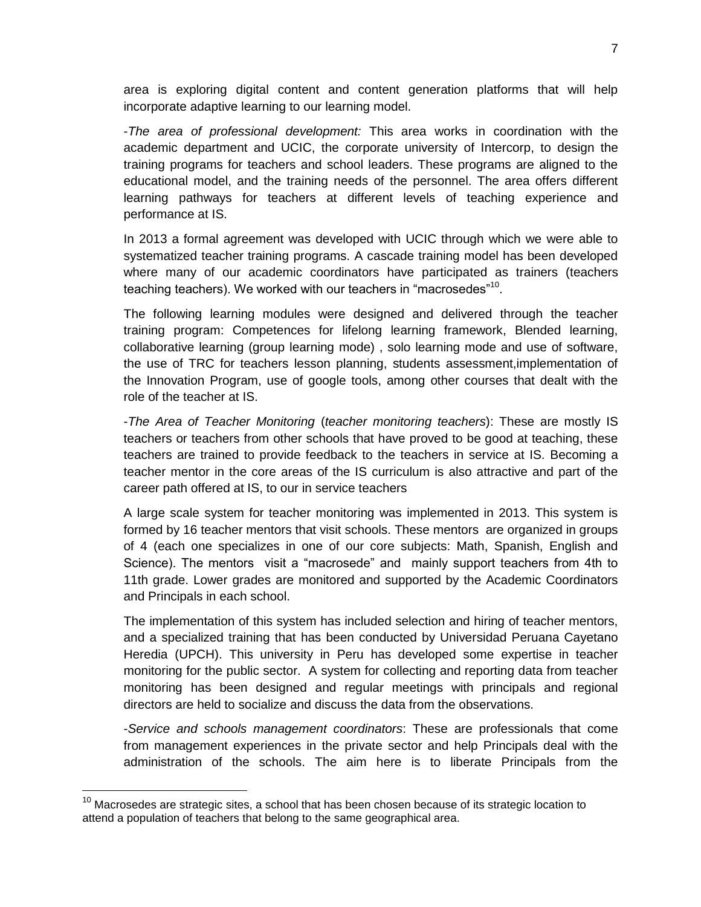area is exploring digital content and content generation platforms that will help incorporate adaptive learning to our learning model.

-*The area of professional development:* This area works in coordination with the academic department and UCIC, the corporate university of Intercorp, to design the training programs for teachers and school leaders. These programs are aligned to the educational model, and the training needs of the personnel. The area offers different learning pathways for teachers at different levels of teaching experience and performance at IS.

In 2013 a formal agreement was developed with UCIC through which we were able to systematized teacher training programs. A cascade training model has been developed where many of our academic coordinators have participated as trainers (teachers teaching teachers). We worked with our teachers in "macrosedes"[10].

The following learning modules were designed and delivered through the teacher training program: Competences for lifelong learning framework, Blended learning, collaborative learning (group learning mode) , solo learning mode and use of software, the use of TRC for teachers lesson planning, students assessment,implementation of the Innovation Program, use of google tools, among other courses that dealt with the role of the teacher at IS.

-*The Area of Teacher Monitoring* (*teacher monitoring teachers*): These are mostly IS teachers or teachers from other schools that have proved to be good at teaching, these teachers are trained to provide feedback to the teachers in service at IS. Becoming a teacher mentor in the core areas of the IS curriculum is also attractive and part of the career path offered at IS, to our in service teachers

A large scale system for teacher monitoring was implemented in 2013. This system is formed by 16 teacher mentors that visit schools. These mentors are organized in groups of 4 (each one specializes in one of our core subjects: Math, Spanish, English and Science). The mentors visit a "macrosede" and mainly support teachers from 4th to 11th grade. Lower grades are monitored and supported by the Academic Coordinators and Principals in each school.

The implementation of this system has included selection and hiring of teacher mentors, and a specialized training that has been conducted by Universidad Peruana Cayetano Heredia (UPCH). This university in Peru has developed some expertise in teacher monitoring for the public sector. A system for collecting and reporting data from teacher monitoring has been designed and regular meetings with principals and regional directors are held to socialize and discuss the data from the observations.

-*Service and schools management coordinators*: These are professionals that come from management experiences in the private sector and help Principals deal with the administration of the schools. The aim here is to liberate Principals from the

[10] Macrosedes are strategic sites, a school that has been chosen because of its strategic location to attend a population of teachers that belong to the same geographical area.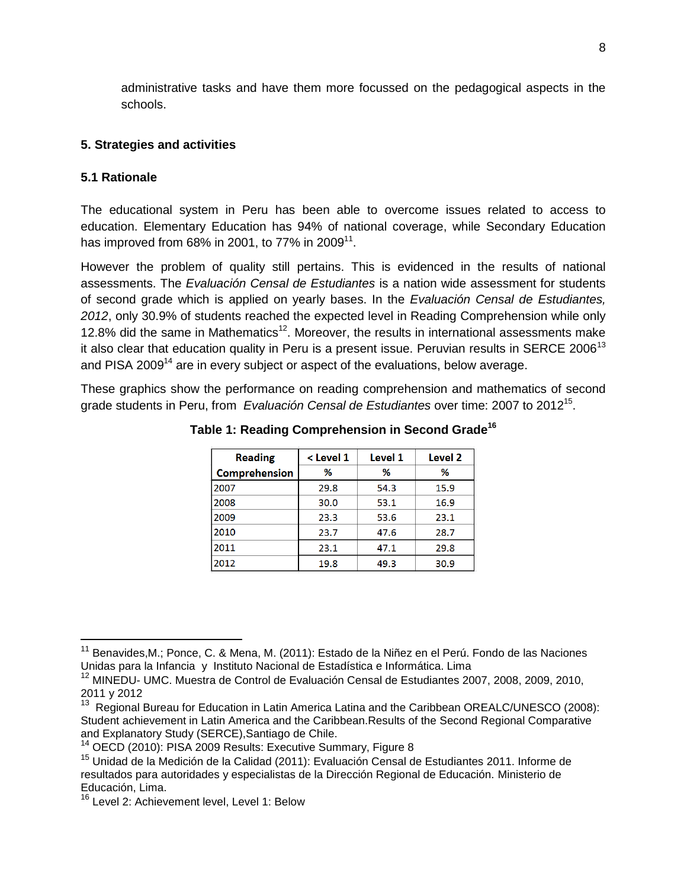administrative tasks and have them more focussed on the pedagogical aspects in the schools.

## 5. Strategies and activities

### 5.1 Rationale

The educational system in Peru has been able to overcome issues related to access to education. Elementary Education has 94% of national coverage, while Secondary Education has improved from 68% in 2001, to 77% in 2009[11].

However the problem of quality still pertains. This is evidenced in the results of national assessments. The *Evaluación Censal de Estudiantes* is a nation wide assessment for students of second grade which is applied on yearly bases. In the *Evaluación Censal de Estudiantes, 2012*, only 30.9% of students reached the expected level in Reading Comprehension while only 12.8% did the same in Mathematics[12]. Moreover, the results in international assessments make it also clear that education quality in Peru is a present issue. Peruvian results in SERCE 2006[13] and PISA 2009[14] are in every subject or aspect of the evaluations, below average.

These graphics show the performance on reading comprehension and mathematics of second grade students in Peru, from *Evaluación Censal de Estudiantes* over time: 2007 to 2012[15].

**Table 1: Reading Comprehension in Second Grade[16]**

| Reading Comprehension | < Level 1 % | Level 1 % | Level 2 % |
|---|---|---|---|
| 2007 | 29.8 | 54.3 | 15.9 |
| 2008 | 30.0 | 53.1 | 16.9 |
| 2009 | 23.3 | 53.6 | 23.1 |
| 2010 | 23.7 | 47.6 | 28.7 |
| 2011 | 23.1 | 47.1 | 29.8 |
| 2012 | 19.8 | 49.3 | 30.9 |

---

[11] Benavides,M.; Ponce, C. & Mena, M. (2011): Estado de la Niñez en el Perú. Fondo de las Naciones Unidas para la Infancia y Instituto Nacional de Estadística e Informática. Lima

[12] MINEDU- UMC. Muestra de Control de Evaluación Censal de Estudiantes 2007, 2008, 2009, 2010, 2011 y 2012

[13] Regional Bureau for Education in Latin America Latina and the Caribbean OREALC/UNESCO (2008): Student achievement in Latin America and the Caribbean.Results of the Second Regional Comparative and Explanatory Study (SERCE),Santiago de Chile.

[14] OECD (2010): PISA 2009 Results: Executive Summary, Figure 8

[15] Unidad de la Medición de la Calidad (2011): Evaluación Censal de Estudiantes 2011. Informe de resultados para autoridades y especialistas de la Dirección Regional de Educación. Ministerio de Educación, Lima.

[16] Level 2: Achievement level, Level 1: Below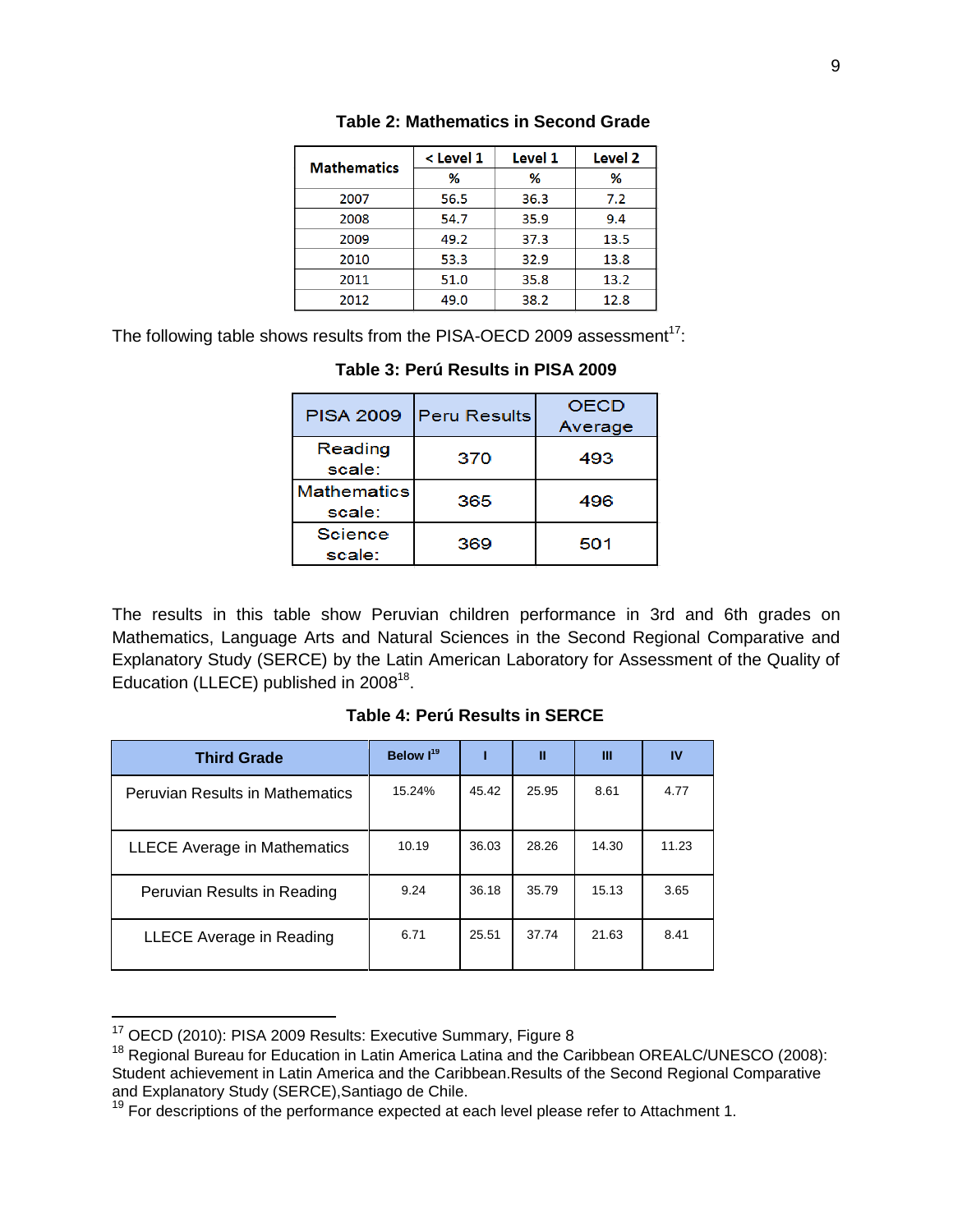**Table 2: Mathematics in Second Grade**

| Mathematics | < Level 1 | Level 1 | Level 2 |
|---|---|---|---|
| | % | % | % |
| 2007 | 56.5 | 36.3 | 7.2 |
| 2008 | 54.7 | 35.9 | 9.4 |
| 2009 | 49.2 | 37.3 | 13.5 |
| 2010 | 53.3 | 32.9 | 13.8 |
| 2011 | 51.0 | 35.8 | 13.2 |
| 2012 | 49.0 | 38.2 | 12.8 |

The following table shows results from the PISA-OECD 2009 assessment[17]:

**Table 3: Perú Results in PISA 2009**

| PISA 2009 | Peru Results | OECD Average |
|---|---|---|
| Reading scale: | 370 | 493 |
| Mathematics scale: | 365 | 496 |
| Science scale: | 369 | 501 |

The results in this table show Peruvian children performance in 3rd and 6th grades on Mathematics, Language Arts and Natural Sciences in the Second Regional Comparative and Explanatory Study (SERCE) by the Latin American Laboratory for Assessment of the Quality of Education (LLECE) published in 2008[18].

**Table 4: Perú Results in SERCE**

| Third Grade | Below I[19] | I | II | III | IV |
|---|---|---|---|---|---|
| Peruvian Results in Mathematics | 15.24% | 45.42 | 25.95 | 8.61 | 4.77 |
| LLECE Average in Mathematics | 10.19 | 36.03 | 28.26 | 14.30 | 11.23 |
| Peruvian Results in Reading | 9.24 | 36.18 | 35.79 | 15.13 | 3.65 |
| LLECE Average in Reading | 6.71 | 25.51 | 37.74 | 21.63 | 8.41 |

---

[17] OECD (2010): PISA 2009 Results: Executive Summary, Figure 8

[18] Regional Bureau for Education in Latin America Latina and the Caribbean OREALC/UNESCO (2008): Student achievement in Latin America and the Caribbean.Results of the Second Regional Comparative and Explanatory Study (SERCE),Santiago de Chile.

[19] For descriptions of the performance expected at each level please refer to Attachment 1.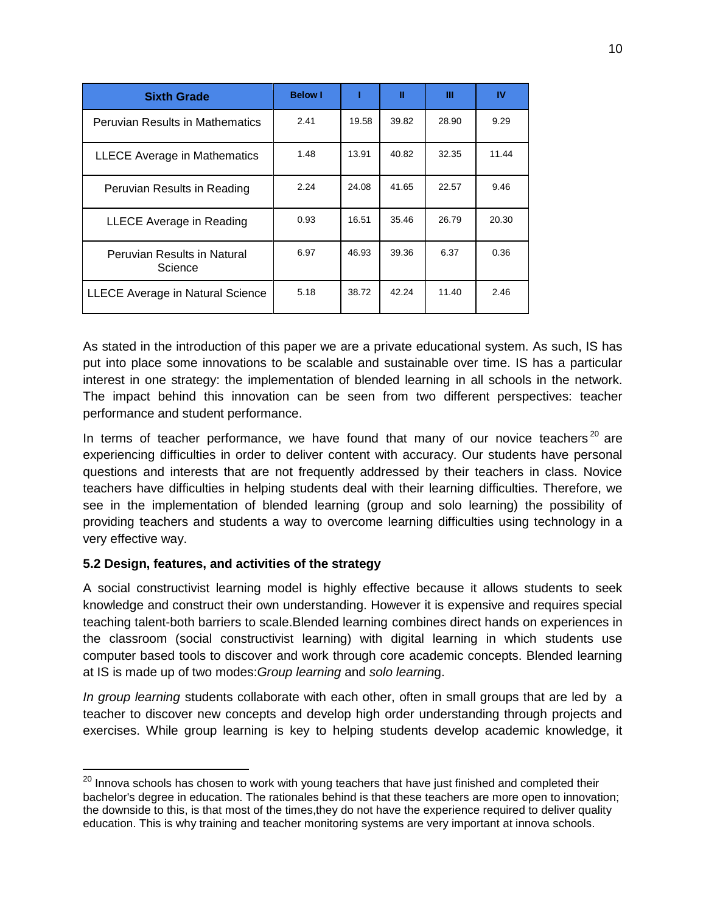| Sixth Grade | Below I | I | II | III | IV |
|---|---|---|---|---|---|
| Peruvian Results in Mathematics | 2.41 | 19.58 | 39.82 | 28.90 | 9.29 |
| LLECE Average in Mathematics | 1.48 | 13.91 | 40.82 | 32.35 | 11.44 |
| Peruvian Results in Reading | 2.24 | 24.08 | 41.65 | 22.57 | 9.46 |
| LLECE Average in Reading | 0.93 | 16.51 | 35.46 | 26.79 | 20.30 |
| Peruvian Results in Natural Science | 6.97 | 46.93 | 39.36 | 6.37 | 0.36 |
| LLECE Average in Natural Science | 5.18 | 38.72 | 42.24 | 11.40 | 2.46 |

As stated in the introduction of this paper we are a private educational system. As such, IS has put into place some innovations to be scalable and sustainable over time. IS has a particular interest in one strategy: the implementation of blended learning in all schools in the network. The impact behind this innovation can be seen from two different perspectives: teacher performance and student performance.

In terms of teacher performance, we have found that many of our novice teachers[20] are experiencing difficulties in order to deliver content with accuracy. Our students have personal questions and interests that are not frequently addressed by their teachers in class. Novice teachers have difficulties in helping students deal with their learning difficulties. Therefore, we see in the implementation of blended learning (group and solo learning) the possibility of providing teachers and students a way to overcome learning difficulties using technology in a very effective way.

**5.2 Design, features, and activities of the strategy**

A social constructivist learning model is highly effective because it allows students to seek knowledge and construct their own understanding. However it is expensive and requires special teaching talent-both barriers to scale.Blended learning combines direct hands on experiences in the classroom (social constructivist learning) with digital learning in which students use computer based tools to discover and work through core academic concepts. Blended learning at IS is made up of two modes:*Group learning* and *solo learnin*g.

*In group learning* students collaborate with each other, often in small groups that are led by a teacher to discover new concepts and develop high order understanding through projects and exercises. While group learning is key to helping students develop academic knowledge, it

[20] Innova schools has chosen to work with young teachers that have just finished and completed their bachelor's degree in education. The rationales behind is that these teachers are more open to innovation; the downside to this, is that most of the times,they do not have the experience required to deliver quality education. This is why training and teacher monitoring systems are very important at innova schools.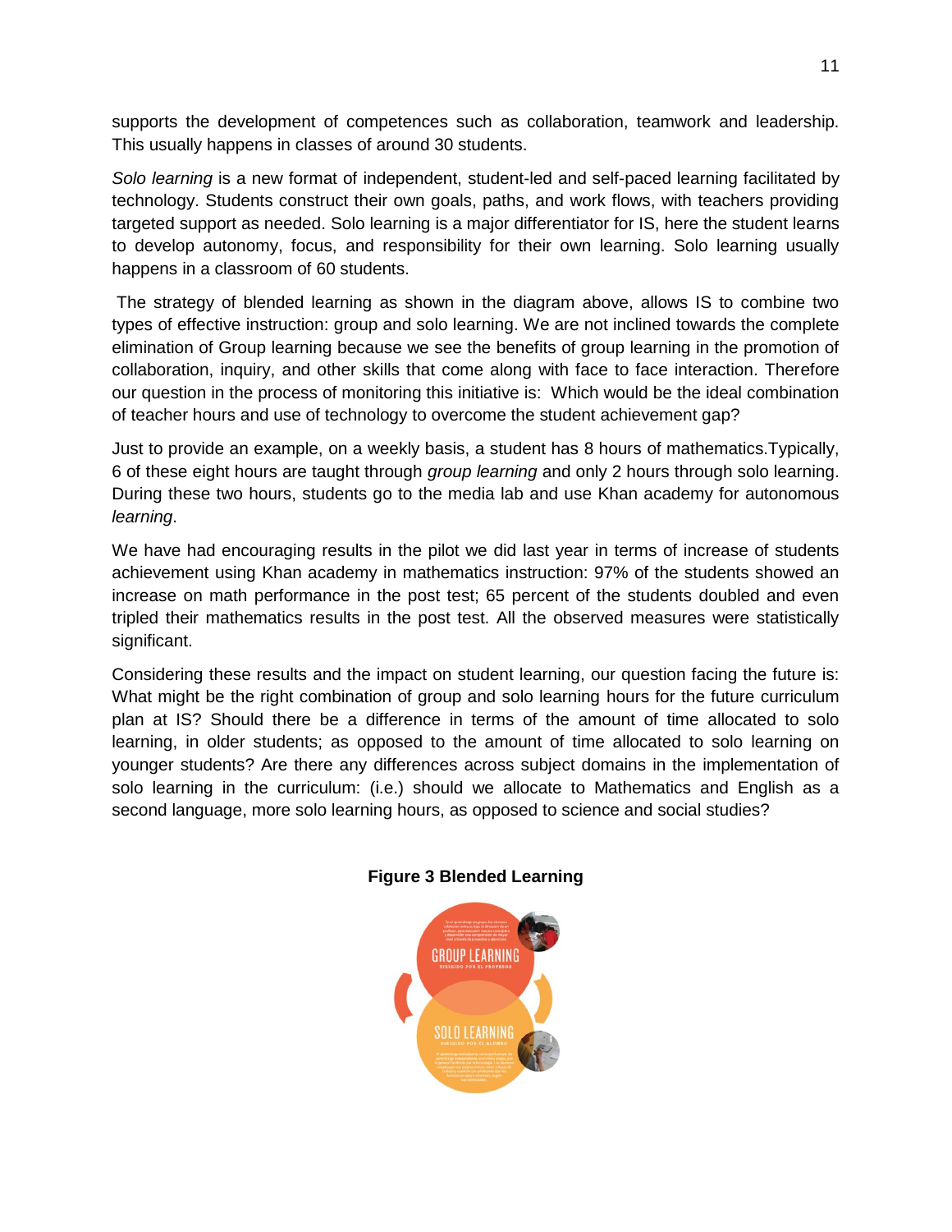supports the development of competences such as collaboration, teamwork and leadership. This usually happens in classes of around 30 students.

*Solo learning* is a new format of independent, student-led and self-paced learning facilitated by technology. Students construct their own goals, paths, and work flows, with teachers providing targeted support as needed. Solo learning is a major differentiator for IS, here the student learns to develop autonomy, focus, and responsibility for their own learning. Solo learning usually happens in a classroom of 60 students.

The strategy of blended learning as shown in the diagram above, allows IS to combine two types of effective instruction: group and solo learning. We are not inclined towards the complete elimination of Group learning because we see the benefits of group learning in the promotion of collaboration, inquiry, and other skills that come along with face to face interaction. Therefore our question in the process of monitoring this initiative is: Which would be the ideal combination of teacher hours and use of technology to overcome the student achievement gap?

Just to provide an example, on a weekly basis, a student has 8 hours of mathematics.Typically, 6 of these eight hours are taught through *group learning* and only 2 hours through solo learning. During these two hours, students go to the media lab and use Khan academy for autonomous *learning*.

We have had encouraging results in the pilot we did last year in terms of increase of students achievement using Khan academy in mathematics instruction: 97% of the students showed an increase on math performance in the post test; 65 percent of the students doubled and even tripled their mathematics results in the post test. All the observed measures were statistically significant.

Considering these results and the impact on student learning, our question facing the future is: What might be the right combination of group and solo learning hours for the future curriculum plan at IS? Should there be a difference in terms of the amount of time allocated to solo learning, in older students; as opposed to the amount of time allocated to solo learning on younger students? Are there any differences across subject domains in the implementation of solo learning in the curriculum: (i.e.) should we allocate to Mathematics and English as a second language, more solo learning hours, as opposed to science and social studies?

**Figure 3 Blended Learning**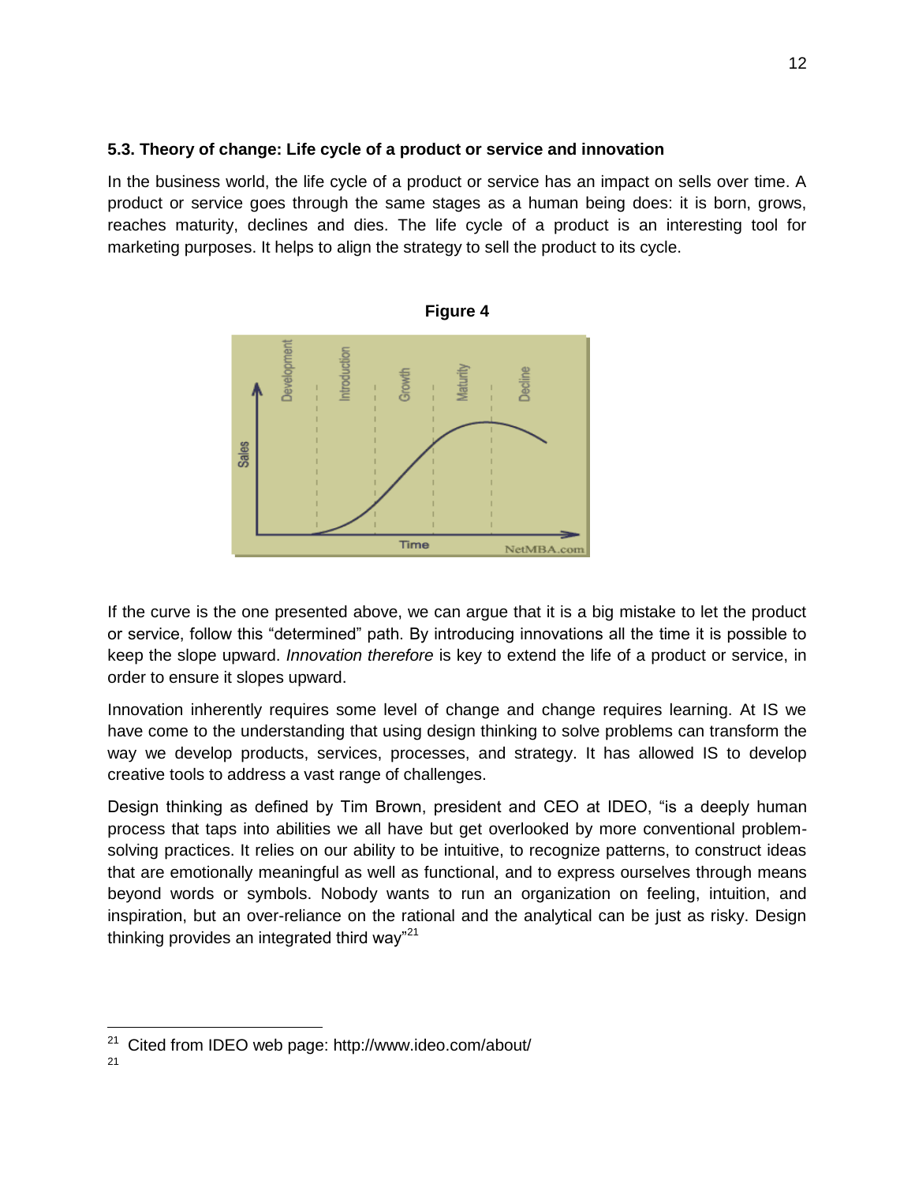### 5.3. Theory of change: Life cycle of a product or service and innovation

In the business world, the life cycle of a product or service has an impact on sells over time. A product or service goes through the same stages as a human being does: it is born, grows, reaches maturity, declines and dies. The life cycle of a product is an interesting tool for marketing purposes. It helps to align the strategy to sell the product to its cycle.

**Figure 4**

If the curve is the one presented above, we can argue that it is a big mistake to let the product or service, follow this "determined" path. By introducing innovations all the time it is possible to keep the slope upward. *Innovation therefore* is key to extend the life of a product or service, in order to ensure it slopes upward.

Innovation inherently requires some level of change and change requires learning. At IS we have come to the understanding that using design thinking to solve problems can transform the way we develop products, services, processes, and strategy. It has allowed IS to develop creative tools to address a vast range of challenges.

Design thinking as defined by Tim Brown, president and CEO at IDEO, "is a deeply human process that taps into abilities we all have but get overlooked by more conventional problem-solving practices. It relies on our ability to be intuitive, to recognize patterns, to construct ideas that are emotionally meaningful as well as functional, and to express ourselves through means beyond words or symbols. Nobody wants to run an organization on feeling, intuition, and inspiration, but an over-reliance on the rational and the analytical can be just as risky. Design thinking provides an integrated third way"[21]

---

[21] Cited from IDEO web page: http://www.ideo.com/about/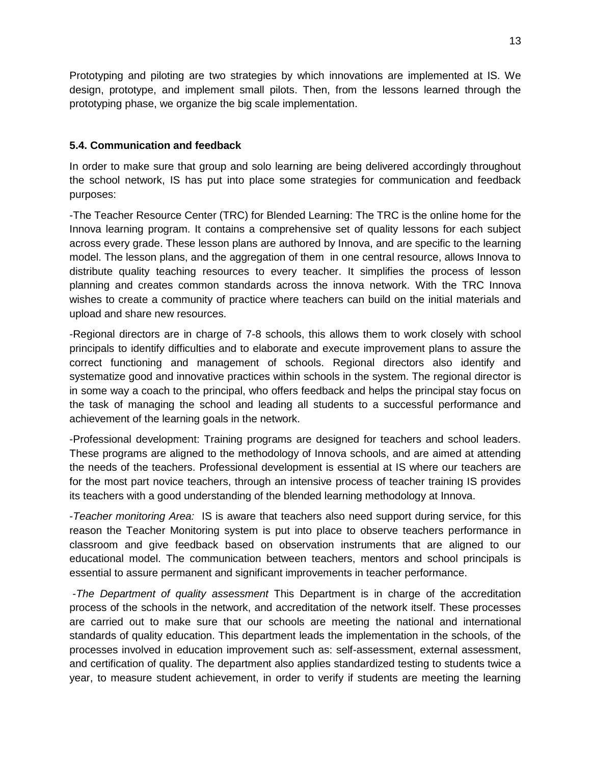Prototyping and piloting are two strategies by which innovations are implemented at IS. We design, prototype, and implement small pilots. Then, from the lessons learned through the prototyping phase, we organize the big scale implementation.

### 5.4. Communication and feedback

In order to make sure that group and solo learning are being delivered accordingly throughout the school network, IS has put into place some strategies for communication and feedback purposes:

-The Teacher Resource Center (TRC) for Blended Learning: The TRC is the online home for the Innova learning program. It contains a comprehensive set of quality lessons for each subject across every grade. These lesson plans are authored by Innova, and are specific to the learning model. The lesson plans, and the aggregation of them in one central resource, allows Innova to distribute quality teaching resources to every teacher. It simplifies the process of lesson planning and creates common standards across the innova network. With the TRC Innova wishes to create a community of practice where teachers can build on the initial materials and upload and share new resources.

-Regional directors are in charge of 7-8 schools, this allows them to work closely with school principals to identify difficulties and to elaborate and execute improvement plans to assure the correct functioning and management of schools. Regional directors also identify and systematize good and innovative practices within schools in the system. The regional director is in some way a coach to the principal, who offers feedback and helps the principal stay focus on the task of managing the school and leading all students to a successful performance and achievement of the learning goals in the network.

-Professional development: Training programs are designed for teachers and school leaders. These programs are aligned to the methodology of Innova schools, and are aimed at attending the needs of the teachers. Professional development is essential at IS where our teachers are for the most part novice teachers, through an intensive process of teacher training IS provides its teachers with a good understanding of the blended learning methodology at Innova.

-*Teacher monitoring Area:* IS is aware that teachers also need support during service, for this reason the Teacher Monitoring system is put into place to observe teachers performance in classroom and give feedback based on observation instruments that are aligned to our educational model. The communication between teachers, mentors and school principals is essential to assure permanent and significant improvements in teacher performance.

-*The Department of quality assessment* This Department is in charge of the accreditation process of the schools in the network, and accreditation of the network itself. These processes are carried out to make sure that our schools are meeting the national and international standards of quality education. This department leads the implementation in the schools, of the processes involved in education improvement such as: self-assessment, external assessment, and certification of quality. The department also applies standardized testing to students twice a year, to measure student achievement, in order to verify if students are meeting the learning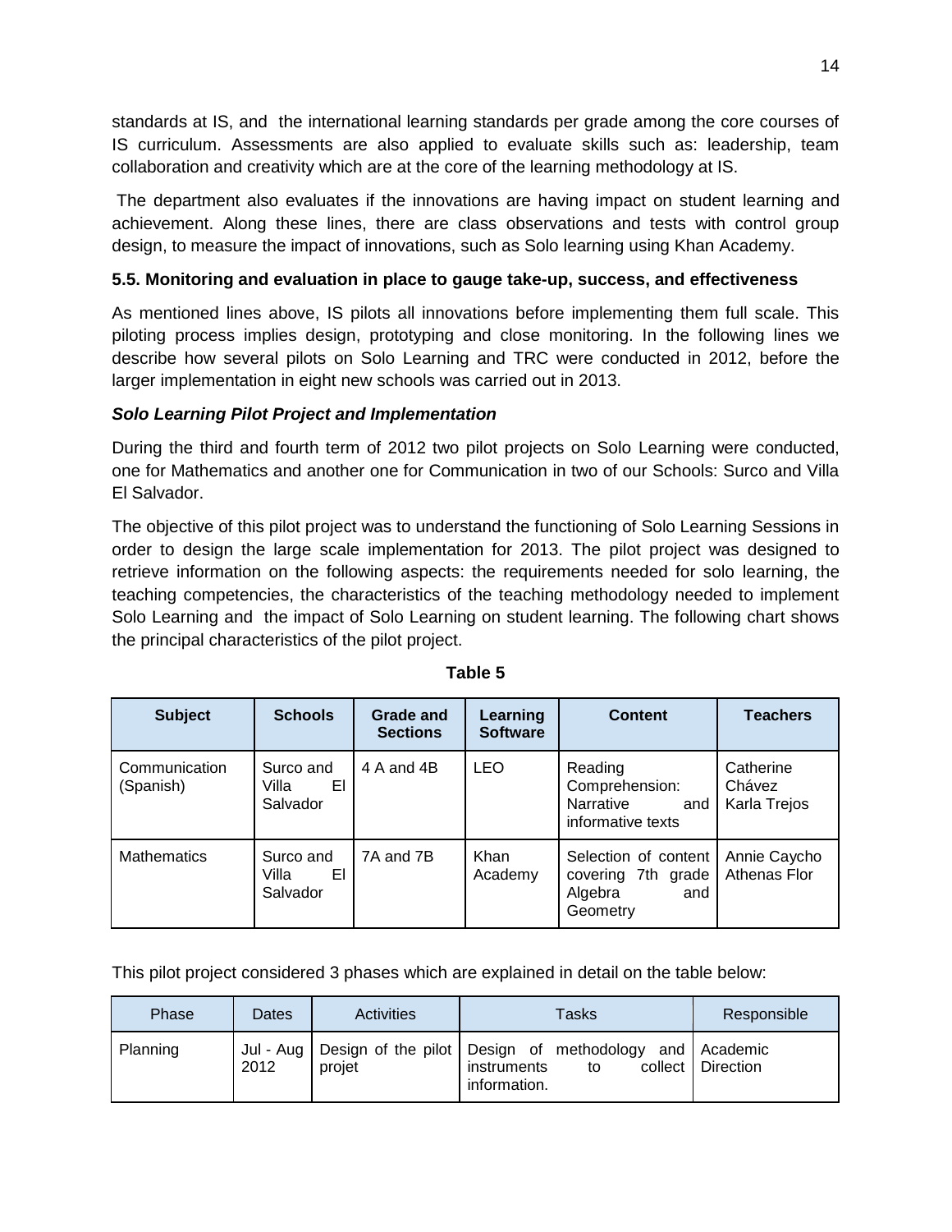standards at IS, and the international learning standards per grade among the core courses of IS curriculum. Assessments are also applied to evaluate skills such as: leadership, team collaboration and creativity which are at the core of the learning methodology at IS.

The department also evaluates if the innovations are having impact on student learning and achievement. Along these lines, there are class observations and tests with control group design, to measure the impact of innovations, such as Solo learning using Khan Academy.

### 5.5. Monitoring and evaluation in place to gauge take-up, success, and effectiveness

As mentioned lines above, IS pilots all innovations before implementing them full scale. This piloting process implies design, prototyping and close monitoring. In the following lines we describe how several pilots on Solo Learning and TRC were conducted in 2012, before the larger implementation in eight new schools was carried out in 2013.

#### *Solo Learning Pilot Project and Implementation*

During the third and fourth term of 2012 two pilot projects on Solo Learning were conducted, one for Mathematics and another one for Communication in two of our Schools: Surco and Villa El Salvador.

The objective of this pilot project was to understand the functioning of Solo Learning Sessions in order to design the large scale implementation for 2013. The pilot project was designed to retrieve information on the following aspects: the requirements needed for solo learning, the teaching competencies, the characteristics of the teaching methodology needed to implement Solo Learning and the impact of Solo Learning on student learning. The following chart shows the principal characteristics of the pilot project.

**Table 5**

| Subject | Schools | Grade and Sections | Learning Software | Content | Teachers |
|---|---|---|---|---|---|
| Communication (Spanish) | Surco and Villa El Salvador | 4 A and 4B | LEO | Reading Comprehension: Narrative and informative texts | Catherine Chávez Karla Trejos |
| Mathematics | Surco and Villa El Salvador | 7A and 7B | Khan Academy | Selection of content covering 7th grade Algebra and Geometry | Annie Caycho Athenas Flor |

This pilot project considered 3 phases which are explained in detail on the table below:

| Phase | Dates | Activities | Tasks | Responsible |
|---|---|---|---|---|
| Planning | Jul - Aug 2012 | Design of the pilot projet | Design of methodology and instruments to collect information. | Academic Direction |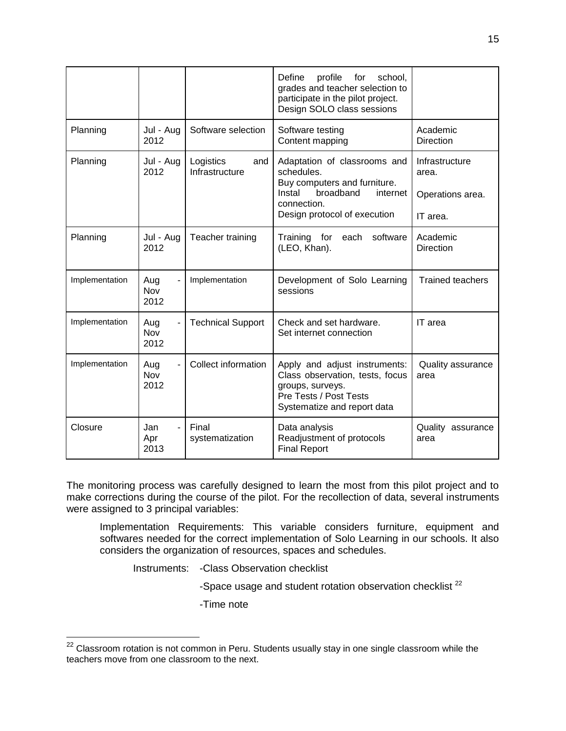| | | | Define profile for school, grades and teacher selection to participate in the pilot project.<br>Design SOLO class sessions | |
|---|---|---|---|---|
| Planning | Jul - Aug 2012 | Software selection | Software testing<br>Content mapping | Academic Direction |
| Planning | Jul - Aug 2012 | Logistics and Infrastructure | Adaptation of classrooms and schedules.<br>Buy computers and furniture.<br>Instal broadband internet connection.<br>Design protocol of execution | Infrastructure area.<br>Operations area.<br>IT area. |
| Planning | Jul - Aug 2012 | Teacher training | Training for each software (LEO, Khan). | Academic Direction |
| Implementation | Aug - Nov 2012 | Implementation | Development of Solo Learning sessions | Trained teachers |
| Implementation | Aug - Nov 2012 | Technical Support | Check and set hardware.<br>Set internet connection | IT area |
| Implementation | Aug - Nov 2012 | Collect information | Apply and adjust instruments: Class observation, tests, focus groups, surveys.<br>Pre Tests / Post Tests<br>Systematize and report data | Quality assurance area |
| Closure | Jan - Apr 2013 | Final systematization | Data analysis<br>Readjustment of protocols<br>Final Report | Quality assurance area |

The monitoring process was carefully designed to learn the most from this pilot project and to make corrections during the course of the pilot. For the recollection of data, several instruments were assigned to 3 principal variables:

Implementation Requirements: This variable considers furniture, equipment and softwares needed for the correct implementation of Solo Learning in our schools. It also considers the organization of resources, spaces and schedules.

Instruments: -Class Observation checklist

-Space usage and student rotation observation checklist [22]

-Time note

[22] Classroom rotation is not common in Peru. Students usually stay in one single classroom while the teachers move from one classroom to the next.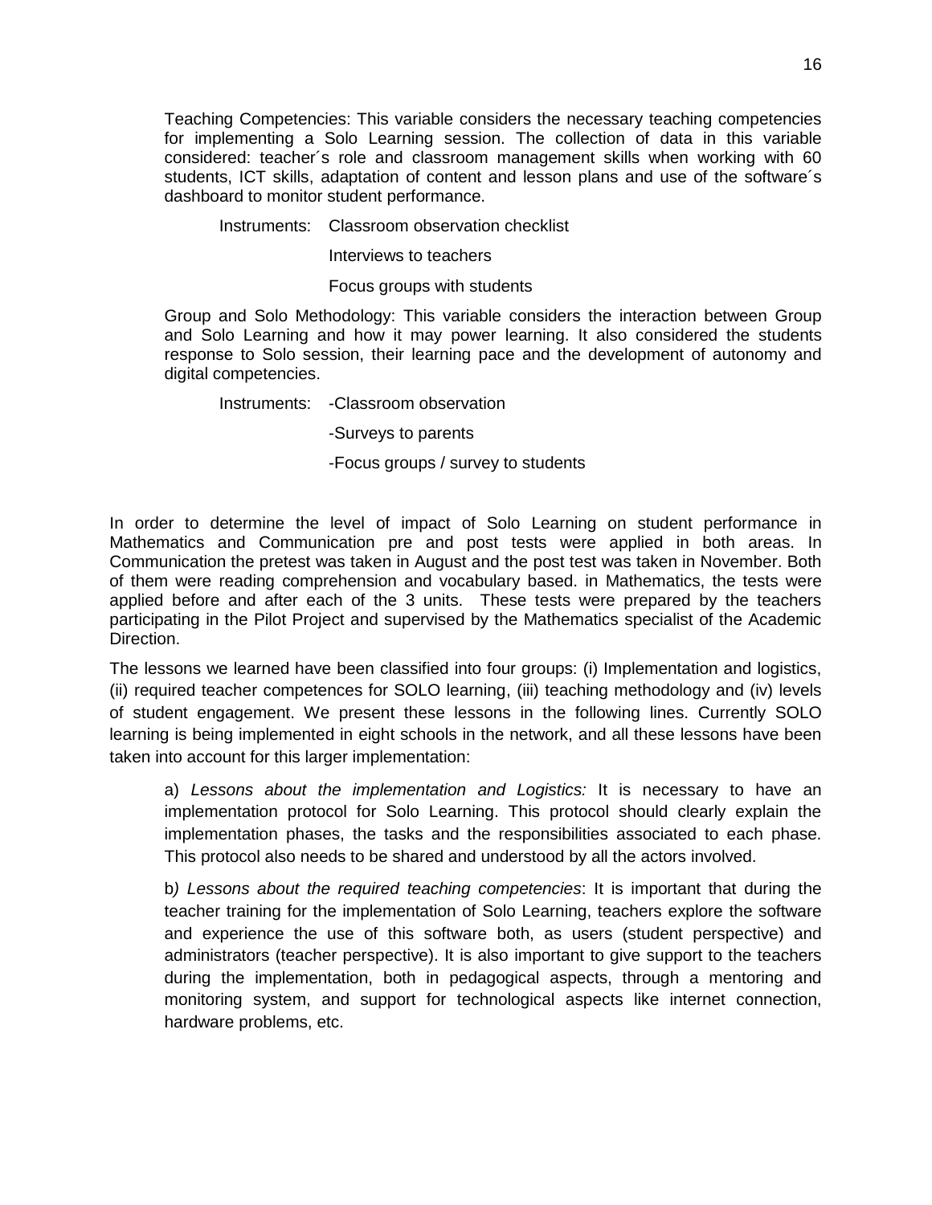Teaching Competencies: This variable considers the necessary teaching competencies for implementing a Solo Learning session. The collection of data in this variable considered: teacher´s role and classroom management skills when working with 60 students, ICT skills, adaptation of content and lesson plans and use of the software´s dashboard to monitor student performance.

Instruments: Classroom observation checklist

Interviews to teachers

Focus groups with students

Group and Solo Methodology: This variable considers the interaction between Group and Solo Learning and how it may power learning. It also considered the students response to Solo session, their learning pace and the development of autonomy and digital competencies.

Instruments: -Classroom observation

-Surveys to parents

-Focus groups / survey to students

In order to determine the level of impact of Solo Learning on student performance in Mathematics and Communication pre and post tests were applied in both areas. In Communication the pretest was taken in August and the post test was taken in November. Both of them were reading comprehension and vocabulary based. in Mathematics, the tests were applied before and after each of the 3 units. These tests were prepared by the teachers participating in the Pilot Project and supervised by the Mathematics specialist of the Academic Direction.

The lessons we learned have been classified into four groups: (i) Implementation and logistics, (ii) required teacher competences for SOLO learning, (iii) teaching methodology and (iv) levels of student engagement. We present these lessons in the following lines. Currently SOLO learning is being implemented in eight schools in the network, and all these lessons have been taken into account for this larger implementation:

a) *Lessons about the implementation and Logistics:* It is necessary to have an implementation protocol for Solo Learning. This protocol should clearly explain the implementation phases, the tasks and the responsibilities associated to each phase. This protocol also needs to be shared and understood by all the actors involved.

b*) Lessons about the required teaching competencies*: It is important that during the teacher training for the implementation of Solo Learning, teachers explore the software and experience the use of this software both, as users (student perspective) and administrators (teacher perspective). It is also important to give support to the teachers during the implementation, both in pedagogical aspects, through a mentoring and monitoring system, and support for technological aspects like internet connection, hardware problems, etc.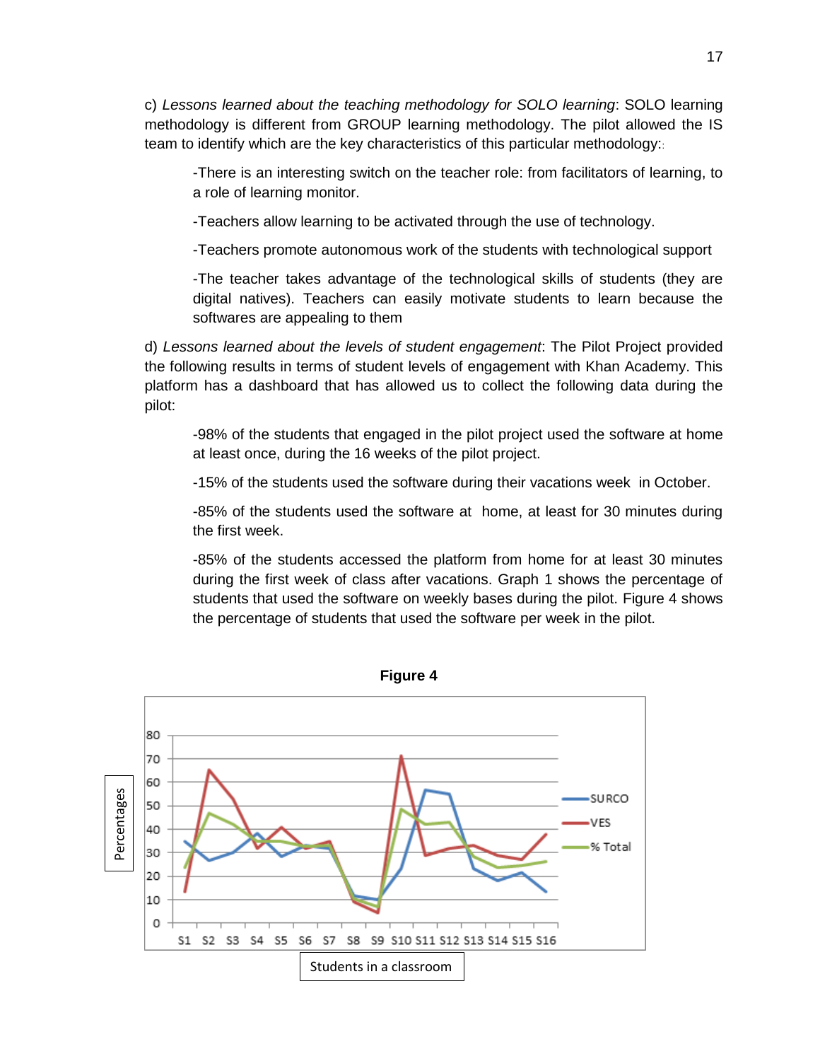c) *Lessons learned about the teaching methodology for SOLO learning*: SOLO learning methodology is different from GROUP learning methodology. The pilot allowed the IS team to identify which are the key characteristics of this particular methodology::

-There is an interesting switch on the teacher role: from facilitators of learning, to a role of learning monitor.

-Teachers allow learning to be activated through the use of technology.

-Teachers promote autonomous work of the students with technological support

-The teacher takes advantage of the technological skills of students (they are digital natives). Teachers can easily motivate students to learn because the softwares are appealing to them

d) *Lessons learned about the levels of student engagement*: The Pilot Project provided the following results in terms of student levels of engagement with Khan Academy. This platform has a dashboard that has allowed us to collect the following data during the pilot:

-98% of the students that engaged in the pilot project used the software at home at least once, during the 16 weeks of the pilot project.

-15% of the students used the software during their vacations week in October.

-85% of the students used the software at home, at least for 30 minutes during the first week.

-85% of the students accessed the platform from home for at least 30 minutes during the first week of class after vacations. Graph 1 shows the percentage of students that used the software on weekly bases during the pilot. Figure 4 shows the percentage of students that used the software per week in the pilot.

**Figure 4**

Percentages

SURCO
VES
% Total

S1 S2 S3 S4 S5 S6 S7 S8 S9 S10 S11 S12 S13 S14 S15 S16

Students in a classroom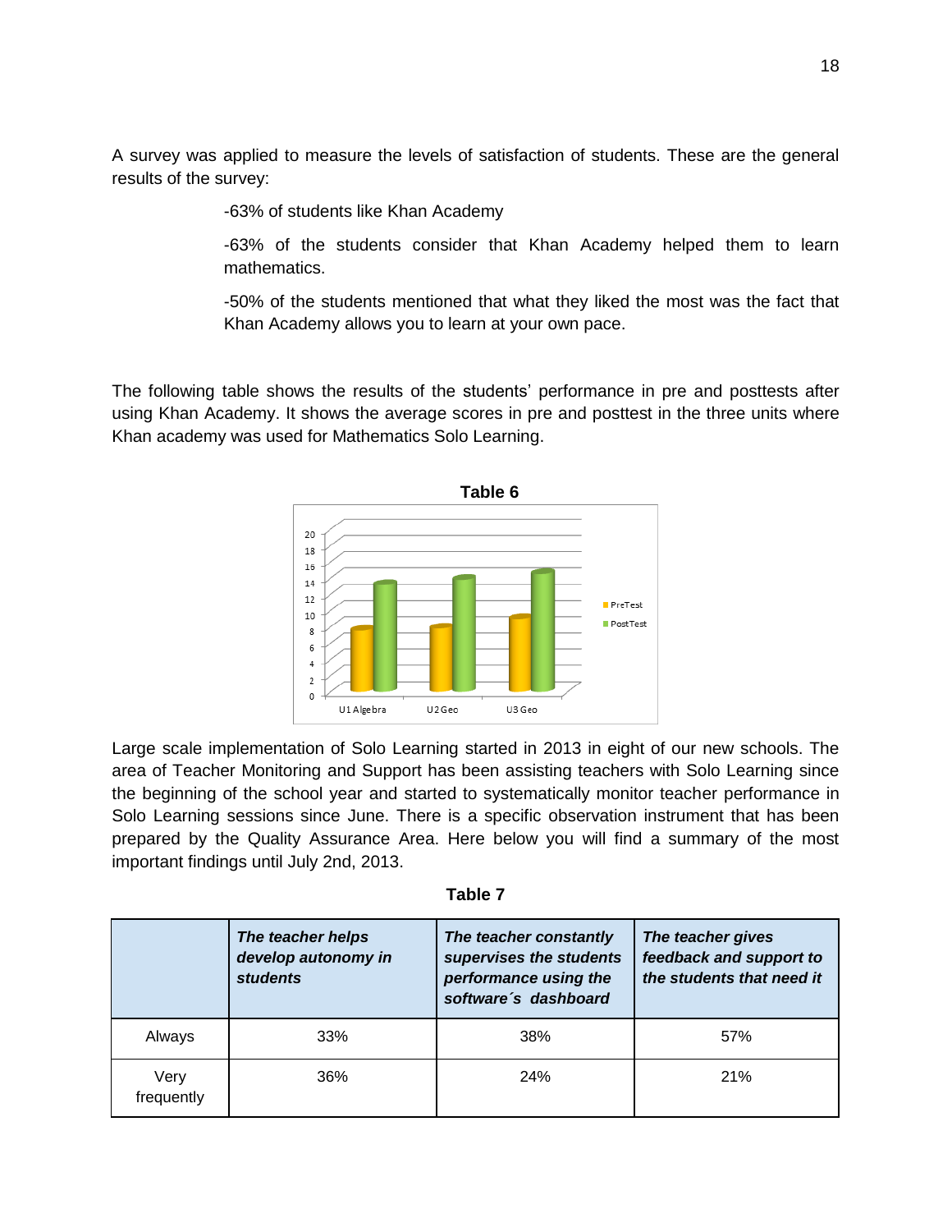A survey was applied to measure the levels of satisfaction of students. These are the general results of the survey:

-63% of students like Khan Academy

-63% of the students consider that Khan Academy helped them to learn mathematics.

-50% of the students mentioned that what they liked the most was the fact that Khan Academy allows you to learn at your own pace.

The following table shows the results of the students' performance in pre and posttests after using Khan Academy. It shows the average scores in pre and posttest in the three units where Khan academy was used for Mathematics Solo Learning.

**Table 6**

Large scale implementation of Solo Learning started in 2013 in eight of our new schools. The area of Teacher Monitoring and Support has been assisting teachers with Solo Learning since the beginning of the school year and started to systematically monitor teacher performance in Solo Learning sessions since June. There is a specific observation instrument that has been prepared by the Quality Assurance Area. Here below you will find a summary of the most important findings until July 2nd, 2013.

**Table 7**

| | ***The teacher helps develop autonomy in students*** | ***The teacher constantly supervises the students performance using the software´s dashboard*** | ***The teacher gives feedback and support to the students that need it*** |
|---|---|---|---|
| Always | 33% | 38% | 57% |
| Very frequently | 36% | 24% | 21% |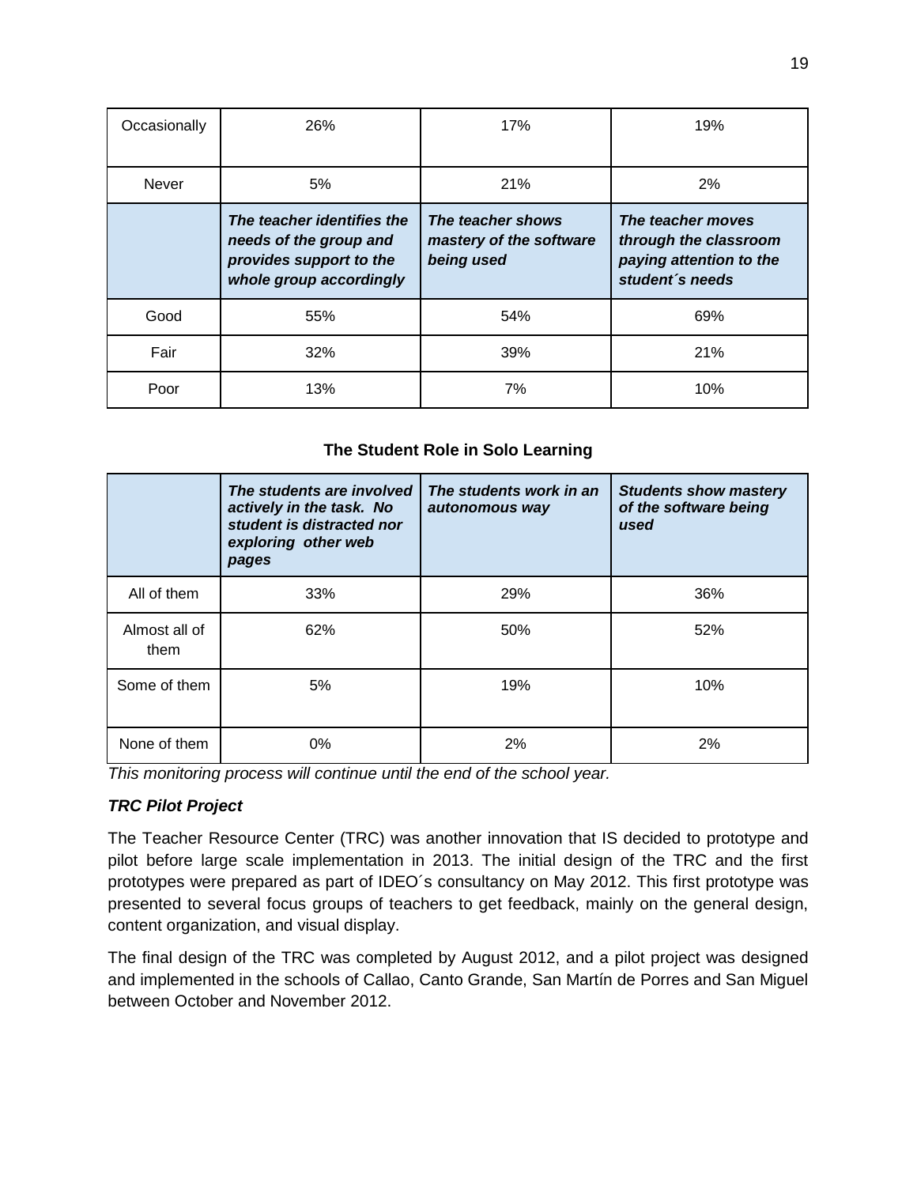| Occasionally | 26% | 17% | 19% |
|---|---|---|---|
| Never | 5% | 21% | 2% |
| | ***The teacher identifies the needs of the group and provides support to the whole group accordingly*** | ***The teacher shows mastery of the software being used*** | ***The teacher moves through the classroom paying attention to the student´s needs*** |
| Good | 55% | 54% | 69% |
| Fair | 32% | 39% | 21% |
| Poor | 13% | 7% | 10% |

**The Student Role in Solo Learning**

| | ***The students are involved actively in the task. No student is distracted nor exploring other web pages*** | ***The students work in an autonomous way*** | ***Students show mastery of the software being used*** |
|---|---|---|---|
| All of them | 33% | 29% | 36% |
| Almost all of them | 62% | 50% | 52% |
| Some of them | 5% | 19% | 10% |
| None of them | 0% | 2% | 2% |

*This monitoring process will continue until the end of the school year.*

***TRC Pilot Project***

The Teacher Resource Center (TRC) was another innovation that IS decided to prototype and pilot before large scale implementation in 2013. The initial design of the TRC and the first prototypes were prepared as part of IDEO´s consultancy on May 2012. This first prototype was presented to several focus groups of teachers to get feedback, mainly on the general design, content organization, and visual display.

The final design of the TRC was completed by August 2012, and a pilot project was designed and implemented in the schools of Callao, Canto Grande, San Martín de Porres and San Miguel between October and November 2012.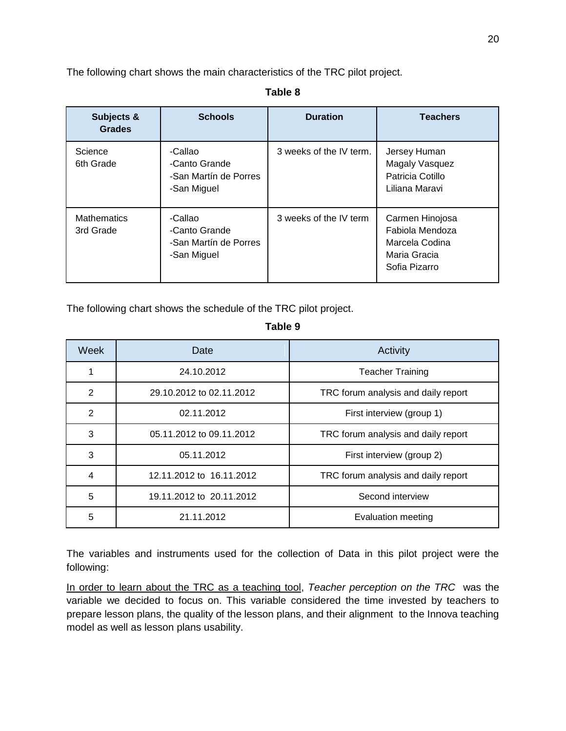The following chart shows the main characteristics of the TRC pilot project.

**Table 8**

| Subjects & Grades | Schools | Duration | Teachers |
|---|---|---|---|
| Science<br>6th Grade | -Callao<br>-Canto Grande<br>-San Martín de Porres<br>-San Miguel | 3 weeks of the IV term. | Jersey Human<br>Magaly Vasquez<br>Patricia Cotillo<br>Liliana Maravi |
| Mathematics<br>3rd Grade | -Callao<br>-Canto Grande<br>-San Martín de Porres<br>-San Miguel | 3 weeks of the IV term | Carmen Hinojosa<br>Fabiola Mendoza<br>Marcela Codina<br>Maria Gracia<br>Sofia Pizarro |

The following chart shows the schedule of the TRC pilot project.

**Table 9**

| Week | Date | Activity |
|---|---|---|
| 1 | 24.10.2012 | Teacher Training |
| 2 | 29.10.2012 to 02.11.2012 | TRC forum analysis and daily report |
| 2 | 02.11.2012 | First interview (group 1) |
| 3 | 05.11.2012 to 09.11.2012 | TRC forum analysis and daily report |
| 3 | 05.11.2012 | First interview (group 2) |
| 4 | 12.11.2012 to 16.11.2012 | TRC forum analysis and daily report |
| 5 | 19.11.2012 to 20.11.2012 | Second interview |
| 5 | 21.11.2012 | Evaluation meeting |

The variables and instruments used for the collection of Data in this pilot project were the following:

<u>In order to learn about the TRC as a teaching tool</u>, *Teacher perception on the TRC* was the variable we decided to focus on. This variable considered the time invested by teachers to prepare lesson plans, the quality of the lesson plans, and their alignment to the Innova teaching model as well as lesson plans usability.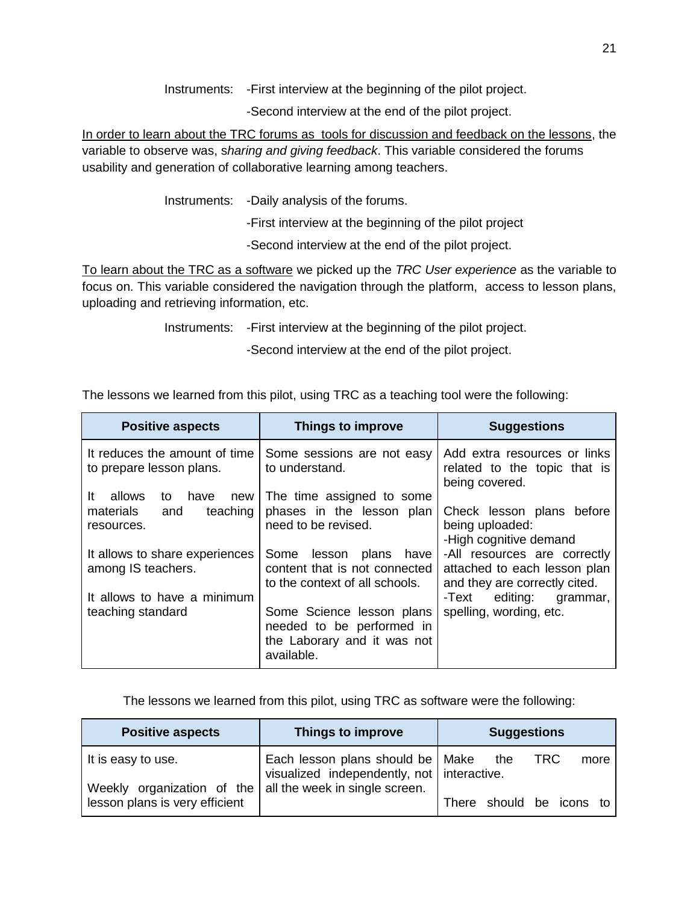Instruments: -First interview at the beginning of the pilot project.

-Second interview at the end of the pilot project.

In order to learn about the TRC forums as tools for discussion and feedback on the lessons, the variable to observe was, s*haring and giving feedback*. This variable considered the forums usability and generation of collaborative learning among teachers.

Instruments: -Daily analysis of the forums.

-First interview at the beginning of the pilot project

-Second interview at the end of the pilot project.

To learn about the TRC as a software we picked up the *TRC User experience* as the variable to focus on. This variable considered the navigation through the platform, access to lesson plans, uploading and retrieving information, etc.

Instruments: -First interview at the beginning of the pilot project.

-Second interview at the end of the pilot project.

The lessons we learned from this pilot, using TRC as a teaching tool were the following:

| Positive aspects | Things to improve | Suggestions |
| --- | --- | --- |
| It reduces the amount of time to prepare lesson plans.<br><br>It allows to have new materials and teaching resources.<br><br>It allows to share experiences among IS teachers.<br><br>It allows to have a minimum teaching standard | Some sessions are not easy to understand.<br><br>The time assigned to some phases in the lesson plan need to be revised.<br><br>Some lesson plans have content that is not connected to the context of all schools.<br><br>Some Science lesson plans needed to be performed in the Laborary and it was not available. | Add extra resources or links related to the topic that is being covered.<br><br>Check lesson plans before being uploaded:<br>-High cognitive demand<br>-All resources are correctly attached to each lesson plan and they are correctly cited.<br>-Text editing: grammar, spelling, wording, etc. |

The lessons we learned from this pilot, using TRC as software were the following:

| Positive aspects | Things to improve | Suggestions |
| --- | --- | --- |
| It is easy to use.<br><br>Weekly organization of the lesson plans is very efficient | Each lesson plans should be visualized independently, not all the week in single screen. | Make the TRC more interactive.<br><br>There should be icons to |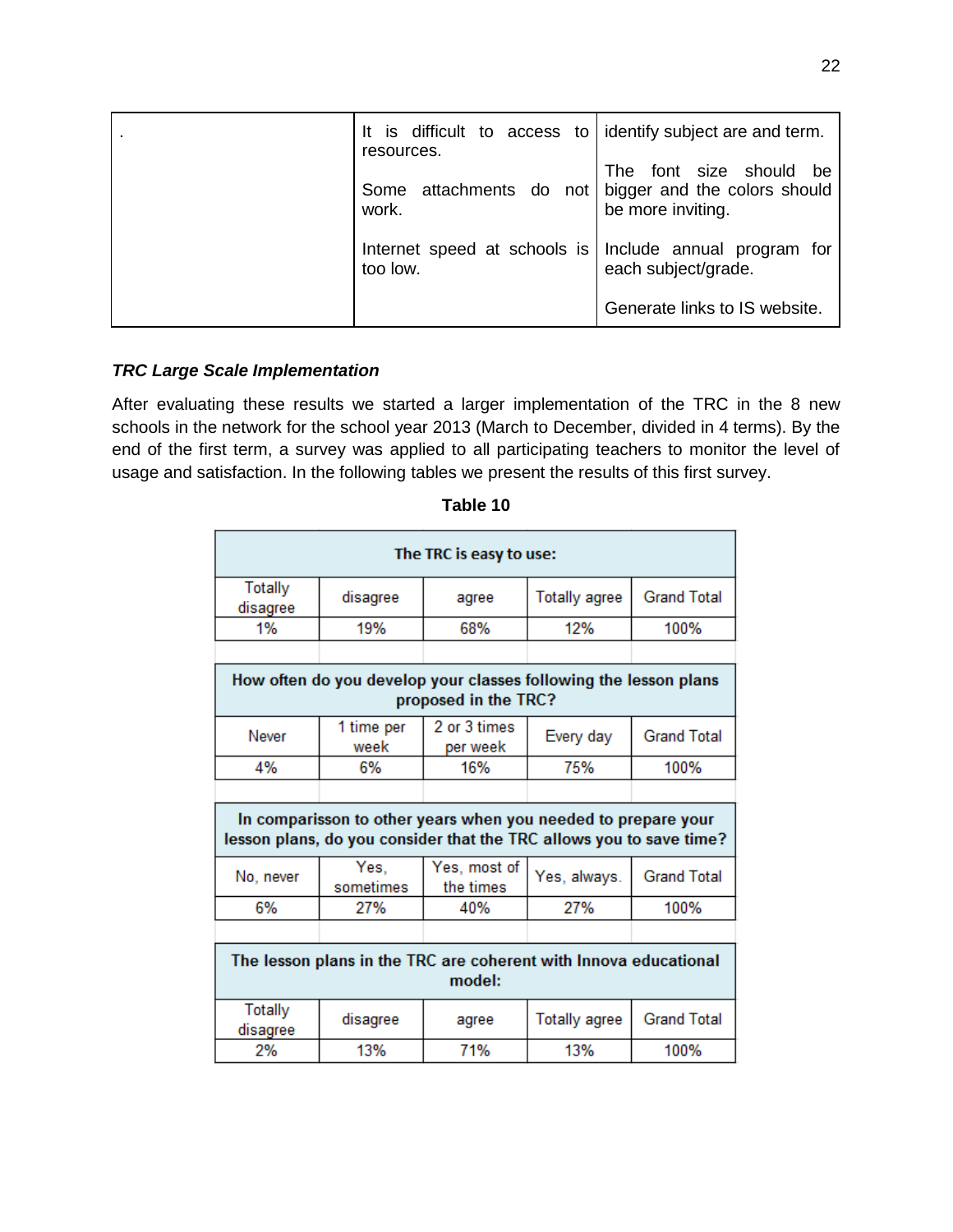| . | It is difficult to access to resources.<br><br>Some attachments do not work.<br><br>Internet speed at schools is too low. | identify subject are and term.<br><br>The font size should be bigger and the colors should be more inviting.<br><br>Include annual program for each subject/grade.<br><br>Generate links to IS website. |
|---|---|---|

***TRC Large Scale Implementation***

After evaluating these results we started a larger implementation of the TRC in the 8 new schools in the network for the school year 2013 (March to December, divided in 4 terms). By the end of the first term, a survey was applied to all participating teachers to monitor the level of usage and satisfaction. In the following tables we present the results of this first survey.

**Table 10**

| The TRC is easy to use: | | | | |
|---|---|---|---|---|
| Totally disagree | disagree | agree | Totally agree | Grand Total |
| 1% | 19% | 68% | 12% | 100% |

| How often do you develop your classes following the lesson plans proposed in the TRC? | | | | |
|---|---|---|---|---|
| Never | 1 time per week | 2 or 3 times per week | Every day | Grand Total |
| 4% | 6% | 16% | 75% | 100% |

| In comparisson to other years when you needed to prepare your lesson plans, do you consider that the TRC allows you to save time? | | | | |
|---|---|---|---|---|
| No, never | Yes, sometimes | Yes, most of the times | Yes, always. | Grand Total |
| 6% | 27% | 40% | 27% | 100% |

| The lesson plans in the TRC are coherent with Innova educational model: | | | | |
|---|---|---|---|---|
| Totally disagree | disagree | agree | Totally agree | Grand Total |
| 2% | 13% | 71% | 13% | 100% |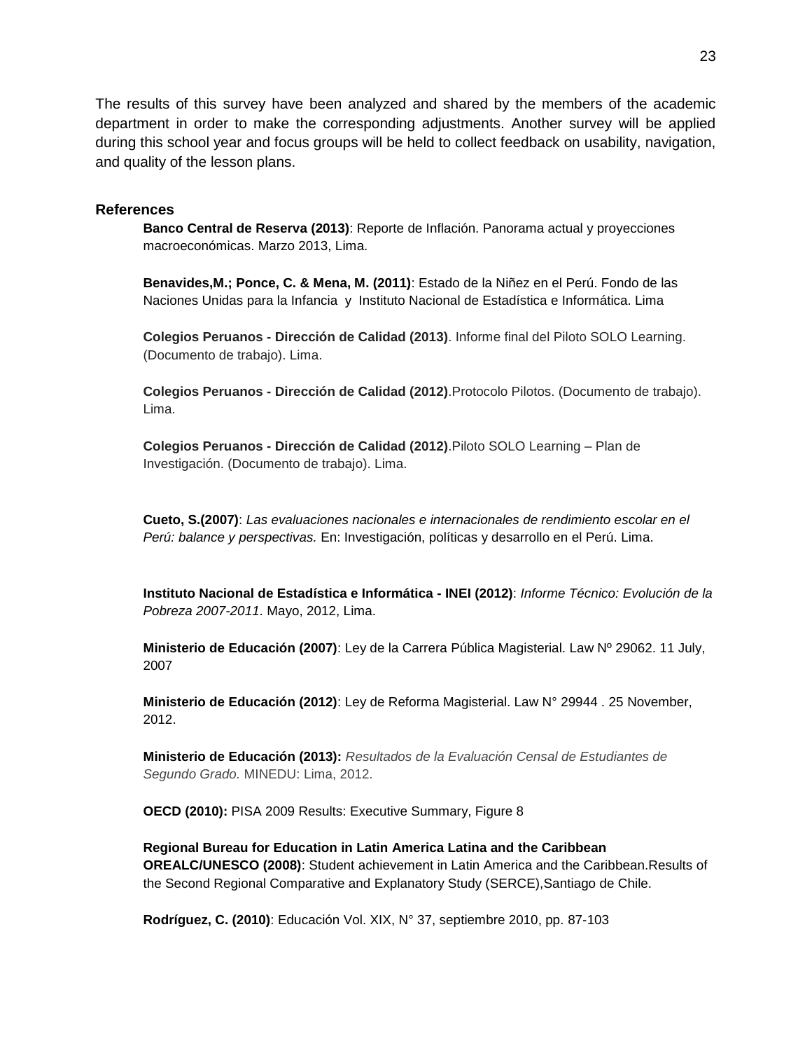The results of this survey have been analyzed and shared by the members of the academic department in order to make the corresponding adjustments. Another survey will be applied during this school year and focus groups will be held to collect feedback on usability, navigation, and quality of the lesson plans.

## References

**Banco Central de Reserva (2013)**: Reporte de Inflación. Panorama actual y proyecciones macroeconómicas. Marzo 2013, Lima.

**Benavides,M.; Ponce, C. & Mena, M. (2011)**: Estado de la Niñez en el Perú. Fondo de las Naciones Unidas para la Infancia y Instituto Nacional de Estadística e Informática. Lima

**Colegios Peruanos - Dirección de Calidad (2013)**. Informe final del Piloto SOLO Learning. (Documento de trabajo). Lima.

**Colegios Peruanos - Dirección de Calidad (2012)**.Protocolo Pilotos. (Documento de trabajo). Lima.

**Colegios Peruanos - Dirección de Calidad (2012)**.Piloto SOLO Learning – Plan de Investigación. (Documento de trabajo). Lima.

**Cueto, S.(2007)**: *Las evaluaciones nacionales e internacionales de rendimiento escolar en el Perú: balance y perspectivas.* En: Investigación, políticas y desarrollo en el Perú. Lima.

**Instituto Nacional de Estadística e Informática - INEI (2012)**: *Informe Técnico: Evolución de la Pobreza 2007-2011*. Mayo, 2012, Lima.

**Ministerio de Educación (2007)**: Ley de la Carrera Pública Magisterial. Law Nº 29062. 11 July, 2007

**Ministerio de Educación (2012)**: Ley de Reforma Magisterial. Law N° 29944 . 25 November, 2012.

**Ministerio de Educación (2013):** *Resultados de la Evaluación Censal de Estudiantes de Segundo Grado.* MINEDU: Lima, 2012.

**OECD (2010):** PISA 2009 Results: Executive Summary, Figure 8

**Regional Bureau for Education in Latin America Latina and the Caribbean OREALC/UNESCO (2008)**: Student achievement in Latin America and the Caribbean.Results of the Second Regional Comparative and Explanatory Study (SERCE),Santiago de Chile.

**Rodríguez, C. (2010)**: Educación Vol. XIX, N° 37, septiembre 2010, pp. 87-103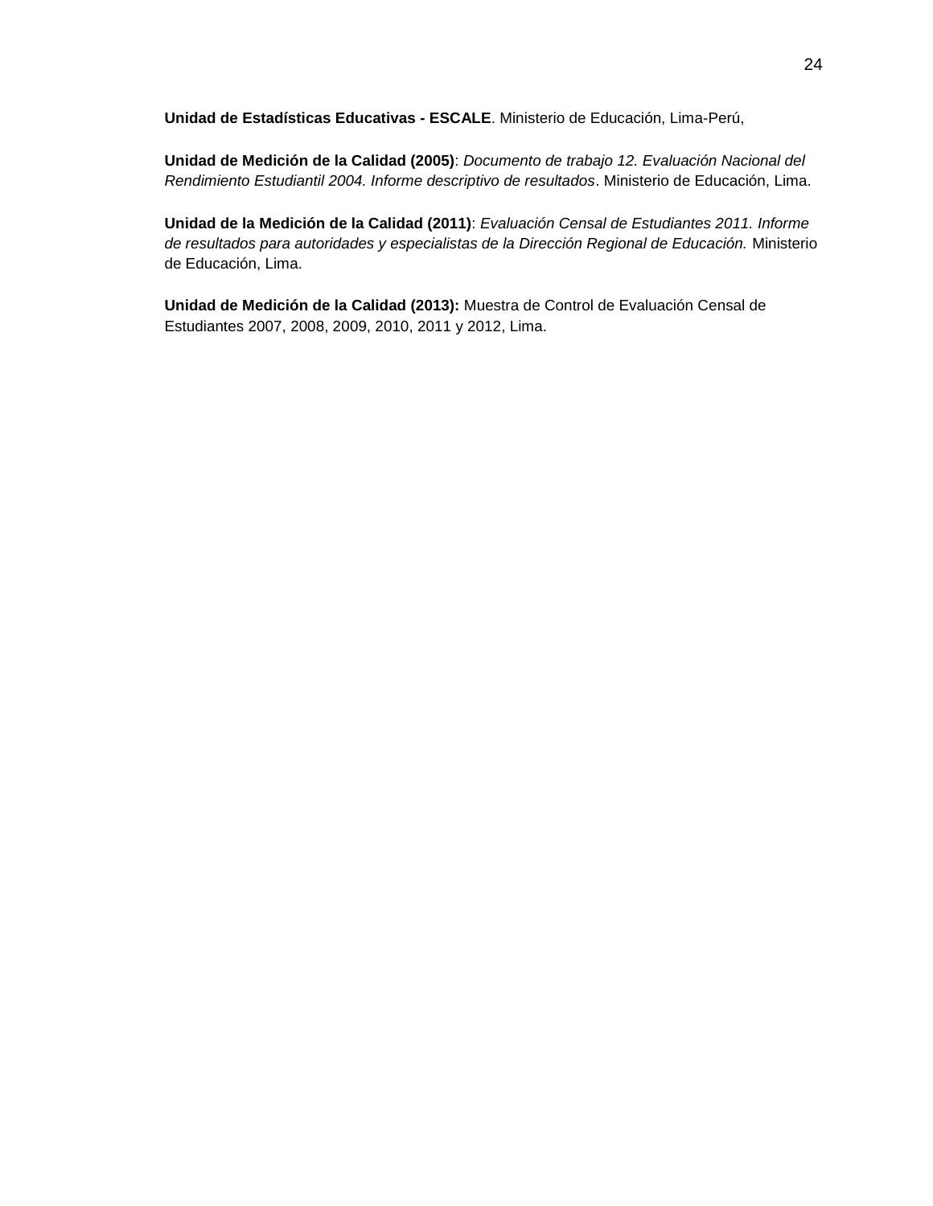**Unidad de Estadísticas Educativas - ESCALE**. Ministerio de Educación, Lima-Perú,

**Unidad de Medición de la Calidad (2005)**: *Documento de trabajo 12. Evaluación Nacional del Rendimiento Estudiantil 2004. Informe descriptivo de resultados*. Ministerio de Educación, Lima.

**Unidad de la Medición de la Calidad (2011)**: *Evaluación Censal de Estudiantes 2011. Informe de resultados para autoridades y especialistas de la Dirección Regional de Educación.* Ministerio de Educación, Lima.

**Unidad de Medición de la Calidad (2013):** Muestra de Control de Evaluación Censal de Estudiantes 2007, 2008, 2009, 2010, 2011 y 2012, Lima.